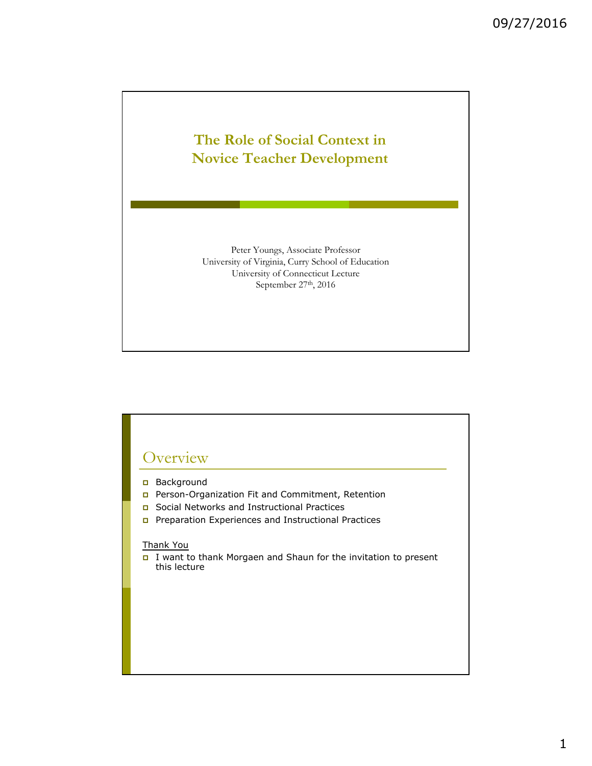# The Role of Social Context in Novice Teacher Development

Peter Youngs, Associate Professor
University of Virginia, Curry School of Education
University of Connecticut Lecture
September 27th, 2016

## Overview

- Background
- Person-Organization Fit and Commitment, Retention
- Social Networks and Instructional Practices
- Preparation Experiences and Instructional Practices

Thank You

- I want to thank Morgaen and Shaun for the invitation to present this lecture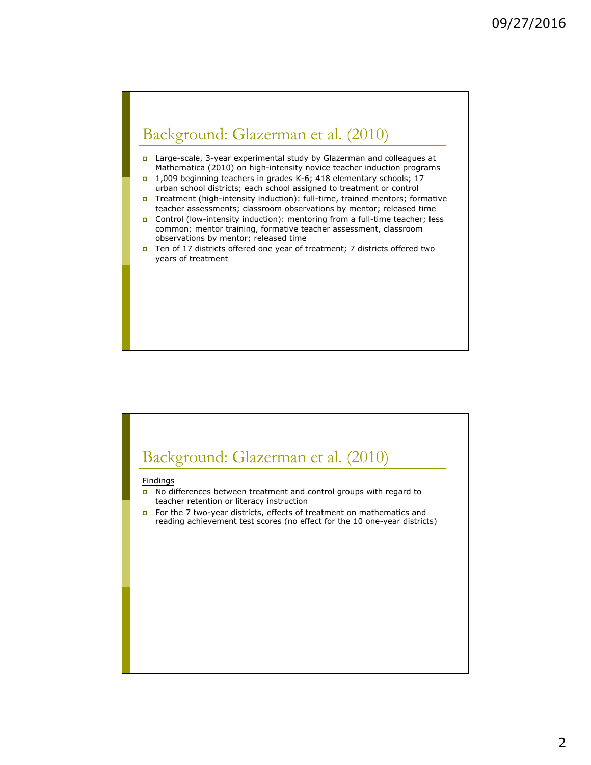## Background: Glazerman et al. (2010)

- Large-scale, 3-year experimental study by Glazerman and colleagues at Mathematica (2010) on high-intensity novice teacher induction programs
- 1,009 beginning teachers in grades K-6; 418 elementary schools; 17 urban school districts; each school assigned to treatment or control
- Treatment (high-intensity induction): full-time, trained mentors; formative teacher assessments; classroom observations by mentor; released time
- Control (low-intensity induction): mentoring from a full-time teacher; less common: mentor training, formative teacher assessment, classroom observations by mentor; released time
- Ten of 17 districts offered one year of treatment; 7 districts offered two years of treatment

## Background: Glazerman et al. (2010)

Findings

- No differences between treatment and control groups with regard to teacher retention or literacy instruction
- For the 7 two-year districts, effects of treatment on mathematics and reading achievement test scores (no effect for the 10 one-year districts)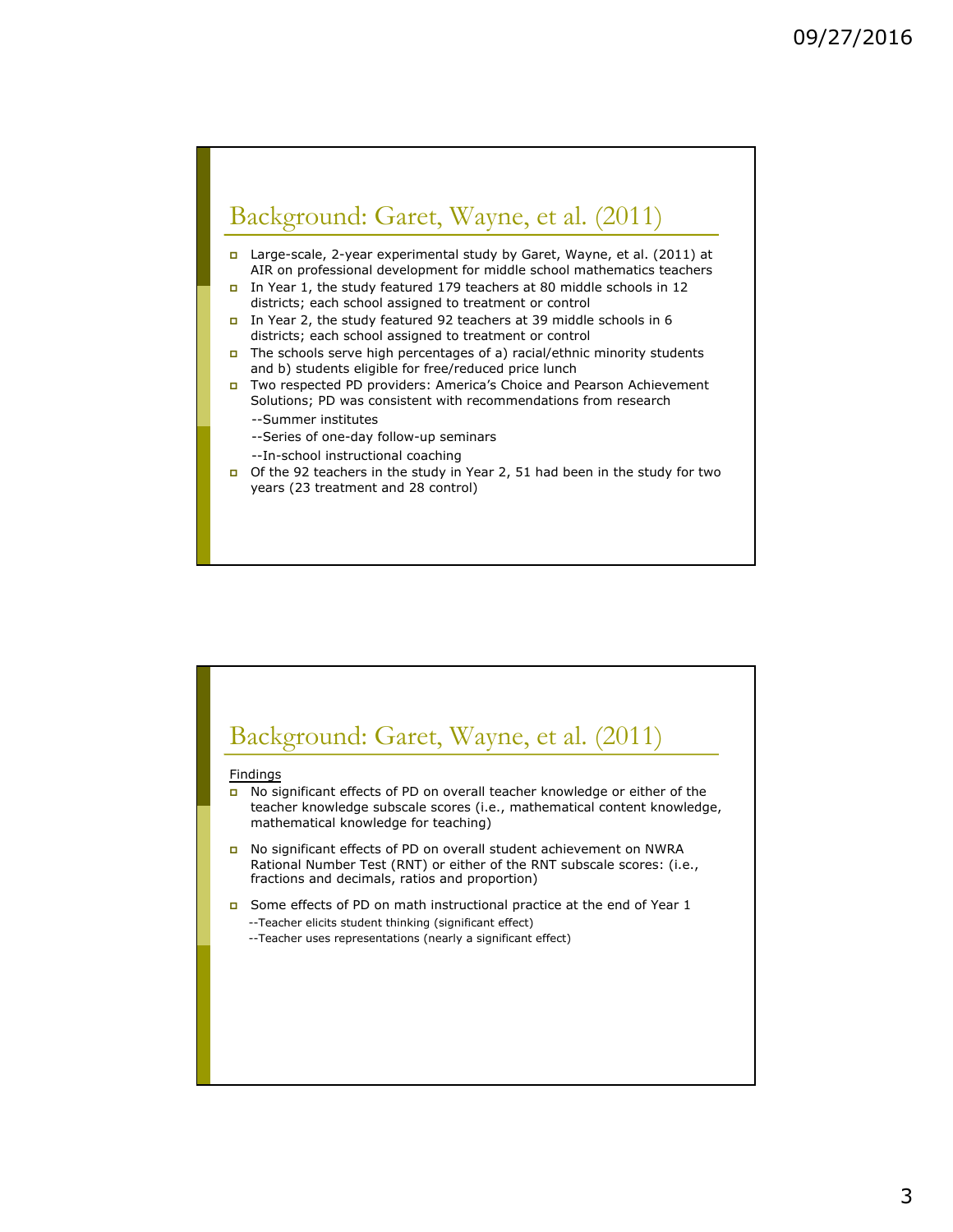## Background: Garet, Wayne, et al. (2011)

- Large-scale, 2-year experimental study by Garet, Wayne, et al. (2011) at AIR on professional development for middle school mathematics teachers
- In Year 1, the study featured 179 teachers at 80 middle schools in 12 districts; each school assigned to treatment or control
- In Year 2, the study featured 92 teachers at 39 middle schools in 6 districts; each school assigned to treatment or control
- The schools serve high percentages of a) racial/ethnic minority students and b) students eligible for free/reduced price lunch
- Two respected PD providers: America's Choice and Pearson Achievement Solutions; PD was consistent with recommendations from research
  - --Summer institutes
  - --Series of one-day follow-up seminars
  - --In-school instructional coaching
- Of the 92 teachers in the study in Year 2, 51 had been in the study for two years (23 treatment and 28 control)

## Background: Garet, Wayne, et al. (2011)

Findings

- No significant effects of PD on overall teacher knowledge or either of the teacher knowledge subscale scores (i.e., mathematical content knowledge, mathematical knowledge for teaching)
- No significant effects of PD on overall student achievement on NWRA Rational Number Test (RNT) or either of the RNT subscale scores: (i.e., fractions and decimals, ratios and proportion)
- Some effects of PD on math instructional practice at the end of Year 1
  - --Teacher elicits student thinking (significant effect)
  - --Teacher uses representations (nearly a significant effect)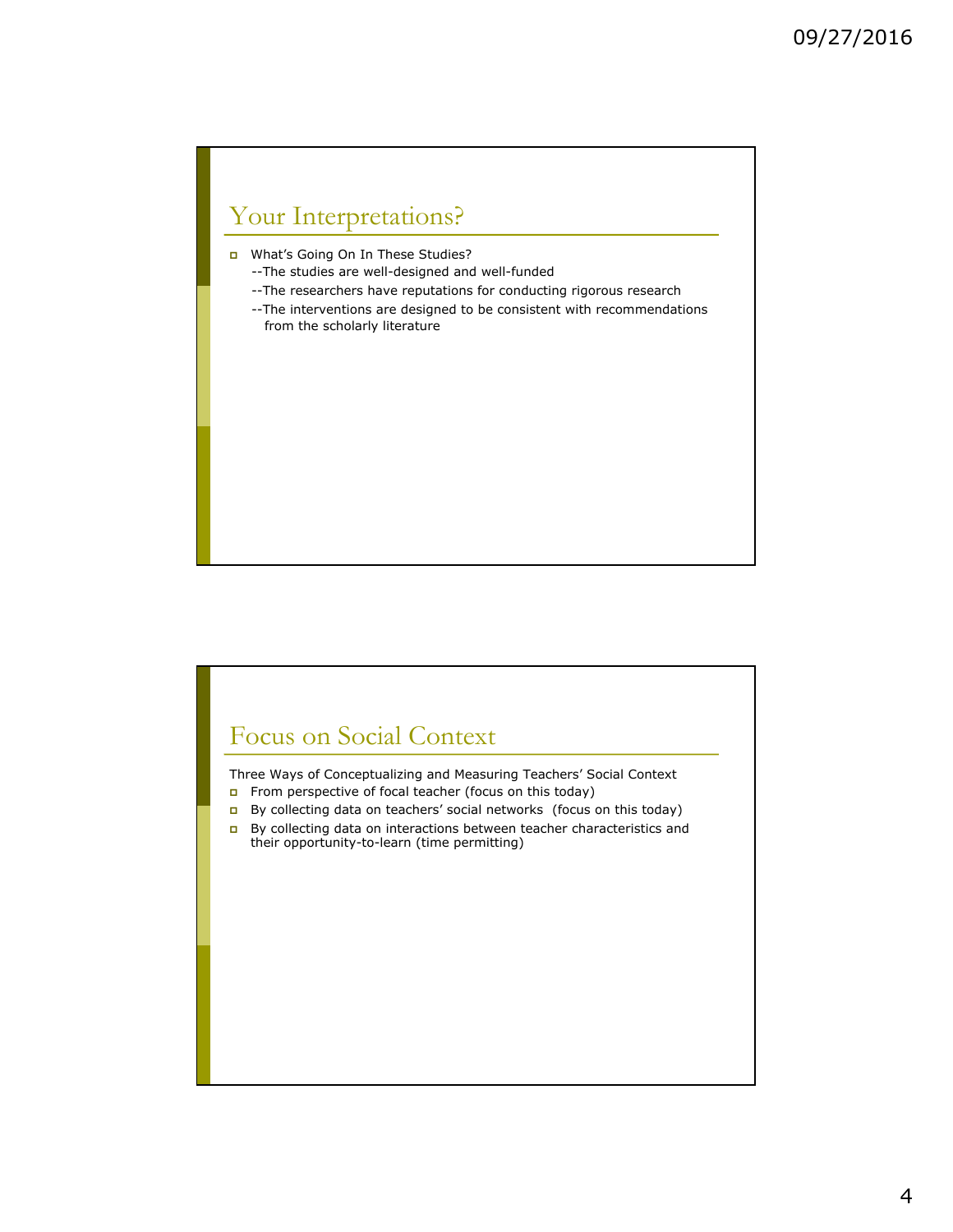## Your Interpretations?

- What's Going On In These Studies?
  - --The studies are well-designed and well-funded
  - --The researchers have reputations for conducting rigorous research
  - --The interventions are designed to be consistent with recommendations from the scholarly literature

## Focus on Social Context

Three Ways of Conceptualizing and Measuring Teachers' Social Context

- From perspective of focal teacher (focus on this today)
- By collecting data on teachers' social networks (focus on this today)
- By collecting data on interactions between teacher characteristics and their opportunity-to-learn (time permitting)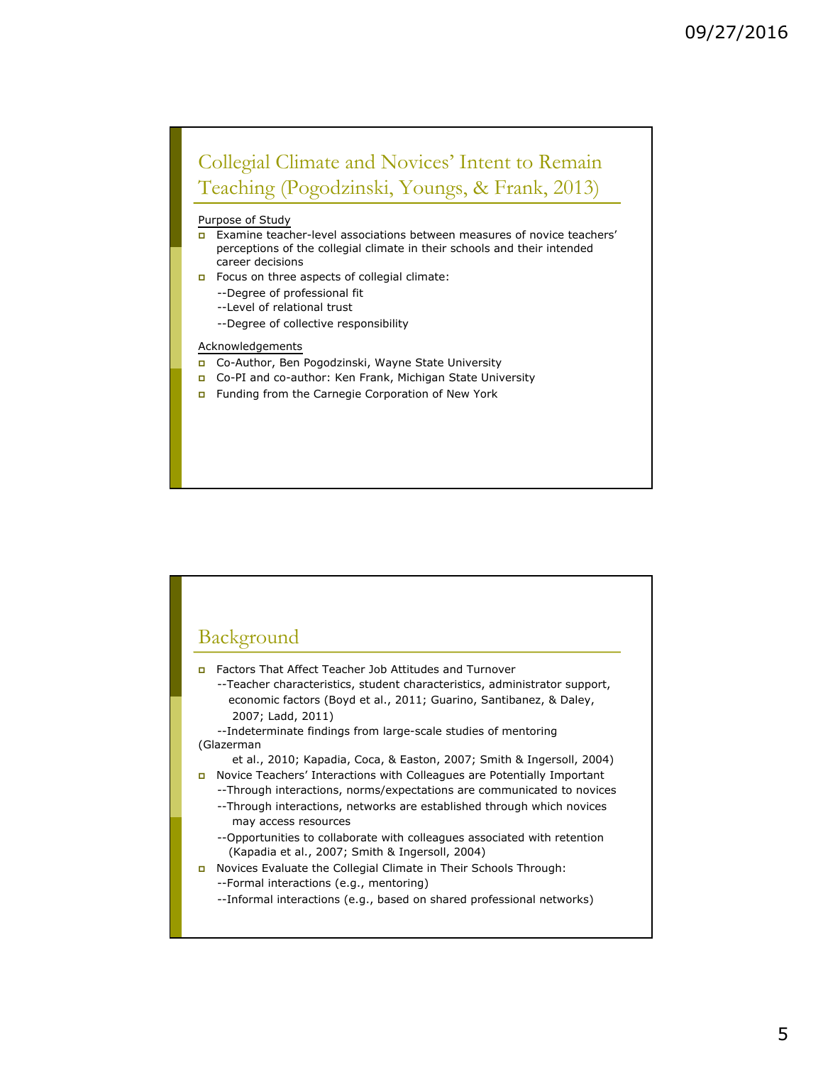## Collegial Climate and Novices' Intent to Remain Teaching (Pogodzinski, Youngs, & Frank, 2013)

Purpose of Study

- Examine teacher-level associations between measures of novice teachers' perceptions of the collegial climate in their schools and their intended career decisions
- Focus on three aspects of collegial climate:
  - --Degree of professional fit
  - --Level of relational trust
  - --Degree of collective responsibility

Acknowledgements

- Co-Author, Ben Pogodzinski, Wayne State University
- Co-PI and co-author: Ken Frank, Michigan State University
- Funding from the Carnegie Corporation of New York

## Background

- Factors That Affect Teacher Job Attitudes and Turnover
  - --Teacher characteristics, student characteristics, administrator support, economic factors (Boyd et al., 2011; Guarino, Santibanez, & Daley, 2007; Ladd, 2011)
  - --Indeterminate findings from large-scale studies of mentoring (Glazerman et al., 2010; Kapadia, Coca, & Easton, 2007; Smith & Ingersoll, 2004)
- Novice Teachers' Interactions with Colleagues are Potentially Important
  - --Through interactions, norms/expectations are communicated to novices
  - --Through interactions, networks are established through which novices may access resources
  - --Opportunities to collaborate with colleagues associated with retention (Kapadia et al., 2007; Smith & Ingersoll, 2004)
- Novices Evaluate the Collegial Climate in Their Schools Through:
  - --Formal interactions (e.g., mentoring)
  - --Informal interactions (e.g., based on shared professional networks)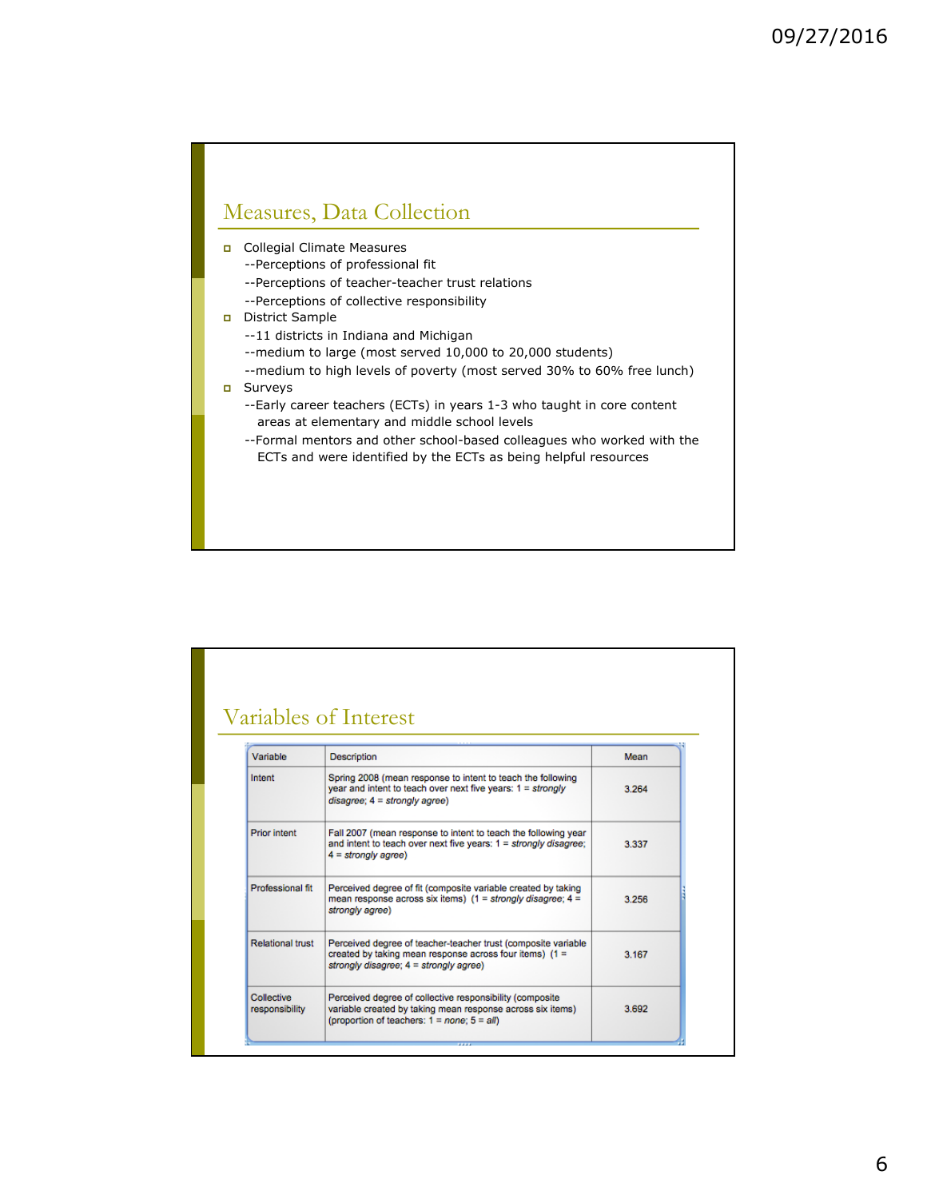## Measures, Data Collection

- Collegial Climate Measures
  - --Perceptions of professional fit
  - --Perceptions of teacher-teacher trust relations
  - --Perceptions of collective responsibility
- District Sample
  - --11 districts in Indiana and Michigan
  - --medium to large (most served 10,000 to 20,000 students)
  - --medium to high levels of poverty (most served 30% to 60% free lunch)
- Surveys
  - --Early career teachers (ECTs) in years 1-3 who taught in core content areas at elementary and middle school levels
  - --Formal mentors and other school-based colleagues who worked with the ECTs and were identified by the ECTs as being helpful resources

## Variables of Interest

| Variable | Description | Mean |
|---|---|---|
| Intent | Spring 2008 (mean response to intent to teach the following year and intent to teach over next five years: 1 = *strongly disagree*; 4 = *strongly agree*) | 3.264 |
| Prior intent | Fall 2007 (mean response to intent to teach the following year and intent to teach over next five years: 1 = *strongly disagree*; 4 = *strongly agree*) | 3.337 |
| Professional fit | Perceived degree of fit (composite variable created by taking mean response across six items) (1 = *strongly disagree*; 4 = *strongly agree*) | 3.256 |
| Relational trust | Perceived degree of teacher-teacher trust (composite variable created by taking mean response across four items) (1 = *strongly disagree*; 4 = *strongly agree*) | 3.167 |
| Collective responsibility | Perceived degree of collective responsibility (composite variable created by taking mean response across six items) (proportion of teachers: 1 = *none*; 5 = *all*) | 3.692 |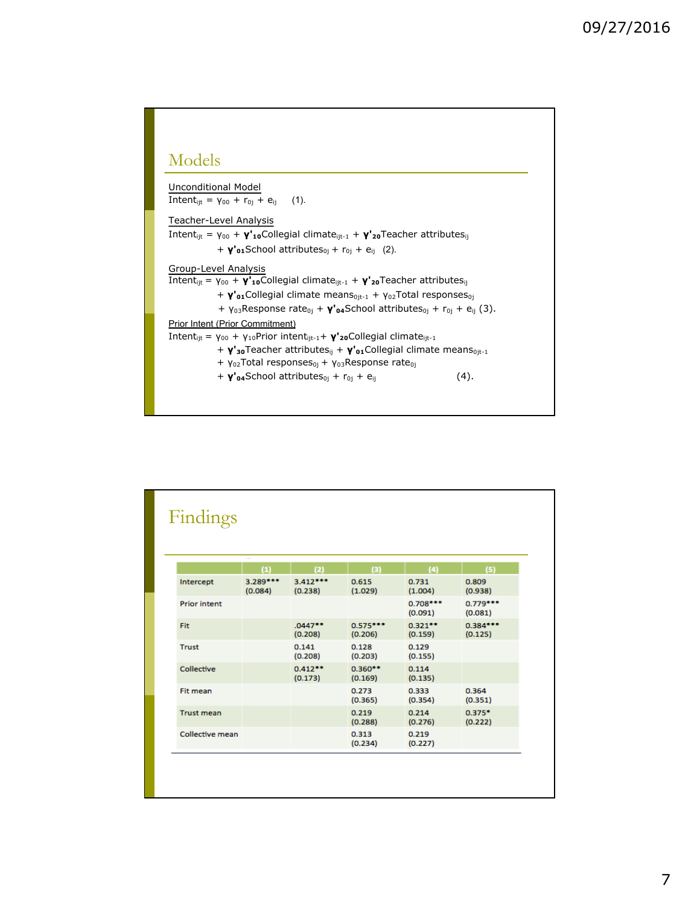## Models

Unconditional Model

$$\text{Intent}_{ijt} = \gamma_{00} + r_{0j} + e_{ij} \quad (1).$$

Teacher-Level Analysis

$$\text{Intent}_{ijt} = \gamma_{00} + \boldsymbol{\gamma'}_{10}\text{Collegial climate}_{ijt-1} + \boldsymbol{\gamma'}_{20}\text{Teacher attributes}_{ij} + \boldsymbol{\gamma'}_{01}\text{School attributes}_{0j} + r_{0j} + e_{ij} \quad (2).$$

Group-Level Analysis

$$\text{Intent}_{ijt} = \gamma_{00} + \boldsymbol{\gamma'}_{10}\text{Collegial climate}_{ijt-1} + \boldsymbol{\gamma'}_{20}\text{Teacher attributes}_{ij} + \boldsymbol{\gamma'}_{01}\text{Collegial climate means}_{0jt-1} + \gamma_{02}\text{Total responses}_{0j} + \gamma_{03}\text{Response rate}_{0j} + \boldsymbol{\gamma'}_{04}\text{School attributes}_{0j} + r_{0j} + e_{ij} \quad (3).$$

Prior Intent (Prior Commitment)

$$\text{Intent}_{ijt} = \gamma_{00} + \gamma_{10}\text{Prior intent}_{ijt-1} + \boldsymbol{\gamma'}_{20}\text{Collegial climate}_{ijt-1} + \boldsymbol{\gamma'}_{30}\text{Teacher attributes}_{ij} + \boldsymbol{\gamma'}_{01}\text{Collegial climate means}_{0jt-1} + \gamma_{02}\text{Total responses}_{0j} + \gamma_{03}\text{Response rate}_{0j} + \boldsymbol{\gamma'}_{04}\text{School attributes}_{0j} + r_{0j} + e_{ij} \quad (4).$$

## Findings

| | (1) | (2) | (3) | (4) | (5) |
|---|---|---|---|---|---|
| Intercept | 3.289***<br>(0.084) | 3.412***<br>(0.238) | 0.615<br>(1.029) | 0.731<br>(1.004) | 0.809<br>(0.938) |
| Prior intent | | | | 0.708***<br>(0.091) | 0.779***<br>(0.081) |
| Fit | | .0447**<br>(0.208) | 0.575***<br>(0.206) | 0.321**<br>(0.159) | 0.384***<br>(0.125) |
| Trust | | 0.141<br>(0.208) | 0.128<br>(0.203) | 0.129<br>(0.155) | |
| Collective | | 0.412**<br>(0.173) | 0.360**<br>(0.169) | 0.114<br>(0.135) | |
| Fit mean | | | 0.273<br>(0.365) | 0.333<br>(0.354) | 0.364<br>(0.351) |
| Trust mean | | | 0.219<br>(0.288) | 0.214<br>(0.276) | 0.375*<br>(0.222) |
| Collective mean | | | 0.313<br>(0.234) | 0.219<br>(0.227) | |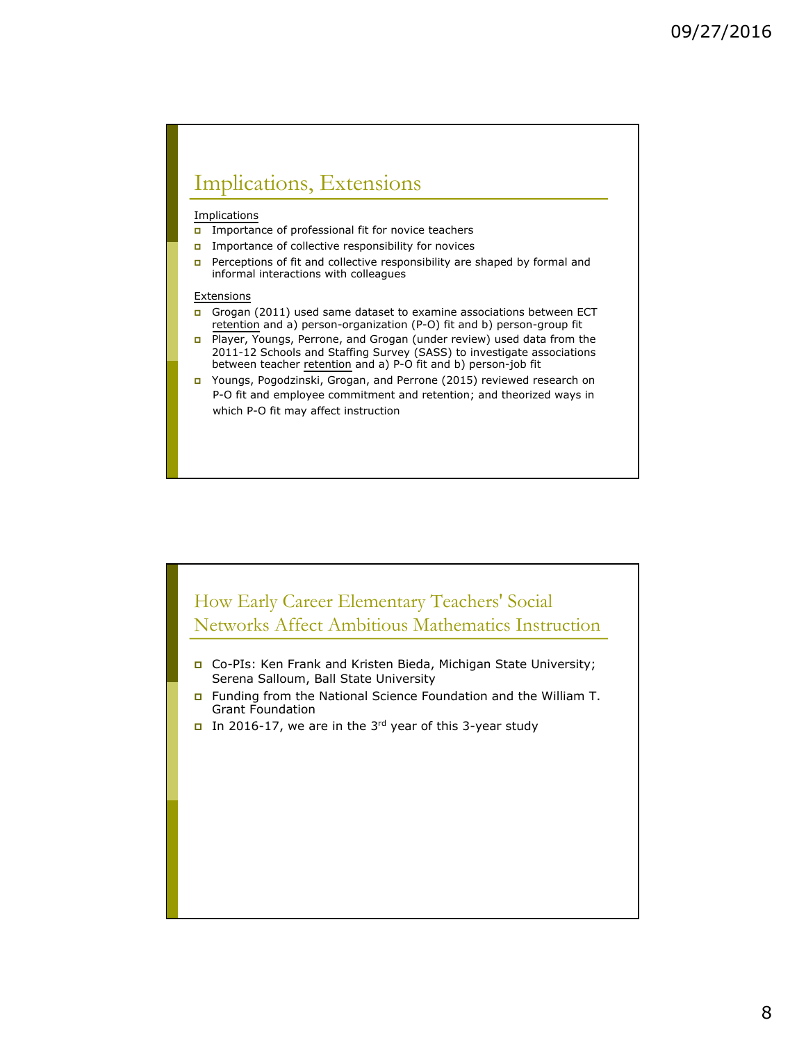## Implications, Extensions

<u>Implications</u>

- Importance of professional fit for novice teachers
- Importance of collective responsibility for novices
- Perceptions of fit and collective responsibility are shaped by formal and informal interactions with colleagues

<u>Extensions</u>

- Grogan (2011) used same dataset to examine associations between ECT <u>retention</u> and a) person-organization (P-O) fit and b) person-group fit
- Player, Youngs, Perrone, and Grogan (under review) used data from the 2011-12 Schools and Staffing Survey (SASS) to investigate associations between teacher <u>retention</u> and a) P-O fit and b) person-job fit
- Youngs, Pogodzinski, Grogan, and Perrone (2015) reviewed research on P-O fit and employee commitment and retention; and theorized ways in which P-O fit may affect instruction

## How Early Career Elementary Teachers' Social Networks Affect Ambitious Mathematics Instruction

- Co-PIs: Ken Frank and Kristen Bieda, Michigan State University; Serena Salloum, Ball State University
- Funding from the National Science Foundation and the William T. Grant Foundation
- In 2016-17, we are in the 3rd year of this 3-year study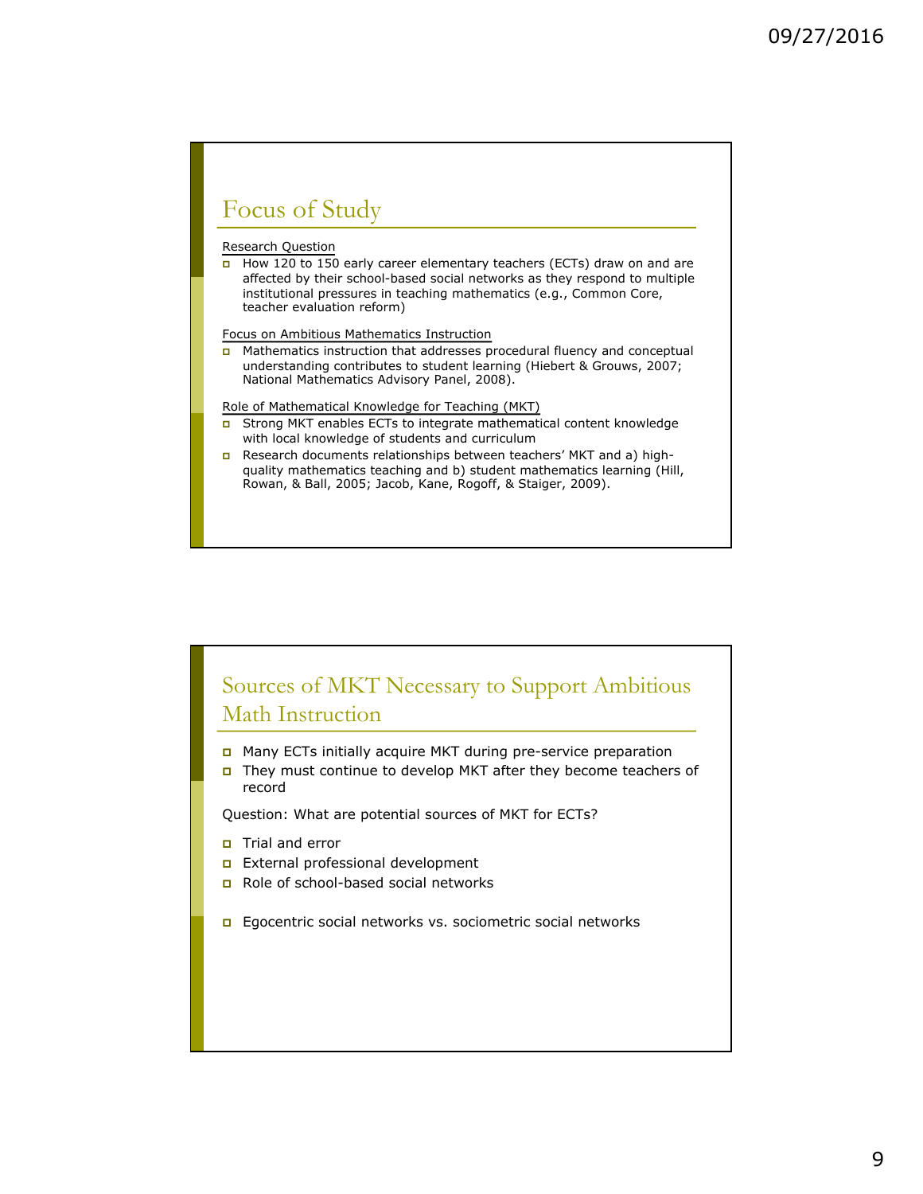## Focus of Study

Research Question

- How 120 to 150 early career elementary teachers (ECTs) draw on and are affected by their school-based social networks as they respond to multiple institutional pressures in teaching mathematics (e.g., Common Core, teacher evaluation reform)

Focus on Ambitious Mathematics Instruction

- Mathematics instruction that addresses procedural fluency and conceptual understanding contributes to student learning (Hiebert & Grouws, 2007; National Mathematics Advisory Panel, 2008).

Role of Mathematical Knowledge for Teaching (MKT)

- Strong MKT enables ECTs to integrate mathematical content knowledge with local knowledge of students and curriculum
- Research documents relationships between teachers' MKT and a) high-quality mathematics teaching and b) student mathematics learning (Hill, Rowan, & Ball, 2005; Jacob, Kane, Rogoff, & Staiger, 2009).

## Sources of MKT Necessary to Support Ambitious Math Instruction

- Many ECTs initially acquire MKT during pre-service preparation
- They must continue to develop MKT after they become teachers of record

Question: What are potential sources of MKT for ECTs?

- Trial and error
- External professional development
- Role of school-based social networks

- Egocentric social networks vs. sociometric social networks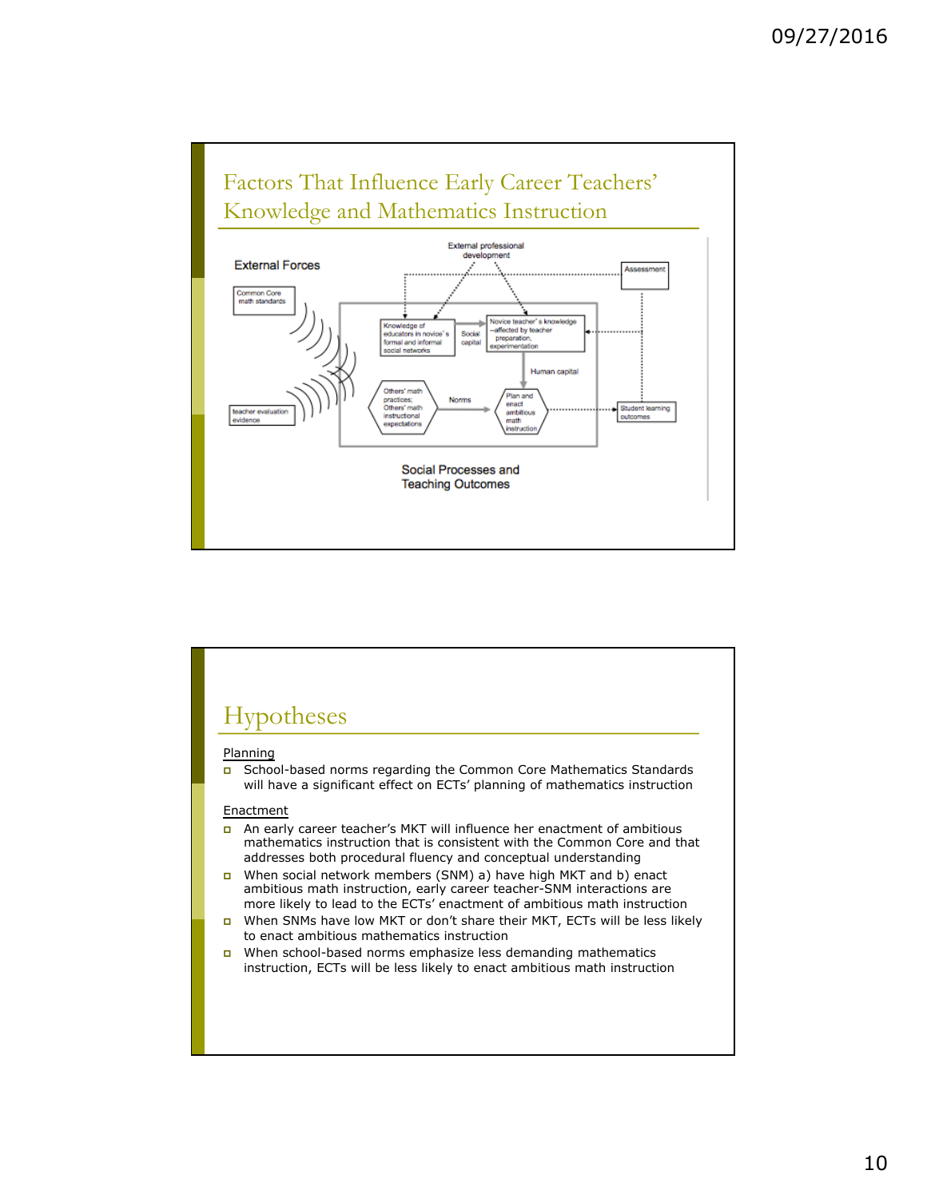## Factors That Influence Early Career Teachers' Knowledge and Mathematics Instruction

External Forces

Common Core math standards

teacher evaluation evidence

External professional development

Assessment

Knowledge of educators in novice's formal and informal social networks

Social capital

Novice teacher's knowledge --affected by teacher preparation, experimentation

Human capital

Others' math practices; Others' math instructional expectations

Norms

Plan and enact ambitious math instruction

Student learning outcomes

Social Processes and Teaching Outcomes

## Hypotheses

Planning

- School-based norms regarding the Common Core Mathematics Standards will have a significant effect on ECTs' planning of mathematics instruction

Enactment

- An early career teacher's MKT will influence her enactment of ambitious mathematics instruction that is consistent with the Common Core and that addresses both procedural fluency and conceptual understanding
- When social network members (SNM) a) have high MKT and b) enact ambitious math instruction, early career teacher-SNM interactions are more likely to lead to the ECTs' enactment of ambitious math instruction
- When SNMs have low MKT or don't share their MKT, ECTs will be less likely to enact ambitious mathematics instruction
- When school-based norms emphasize less demanding mathematics instruction, ECTs will be less likely to enact ambitious math instruction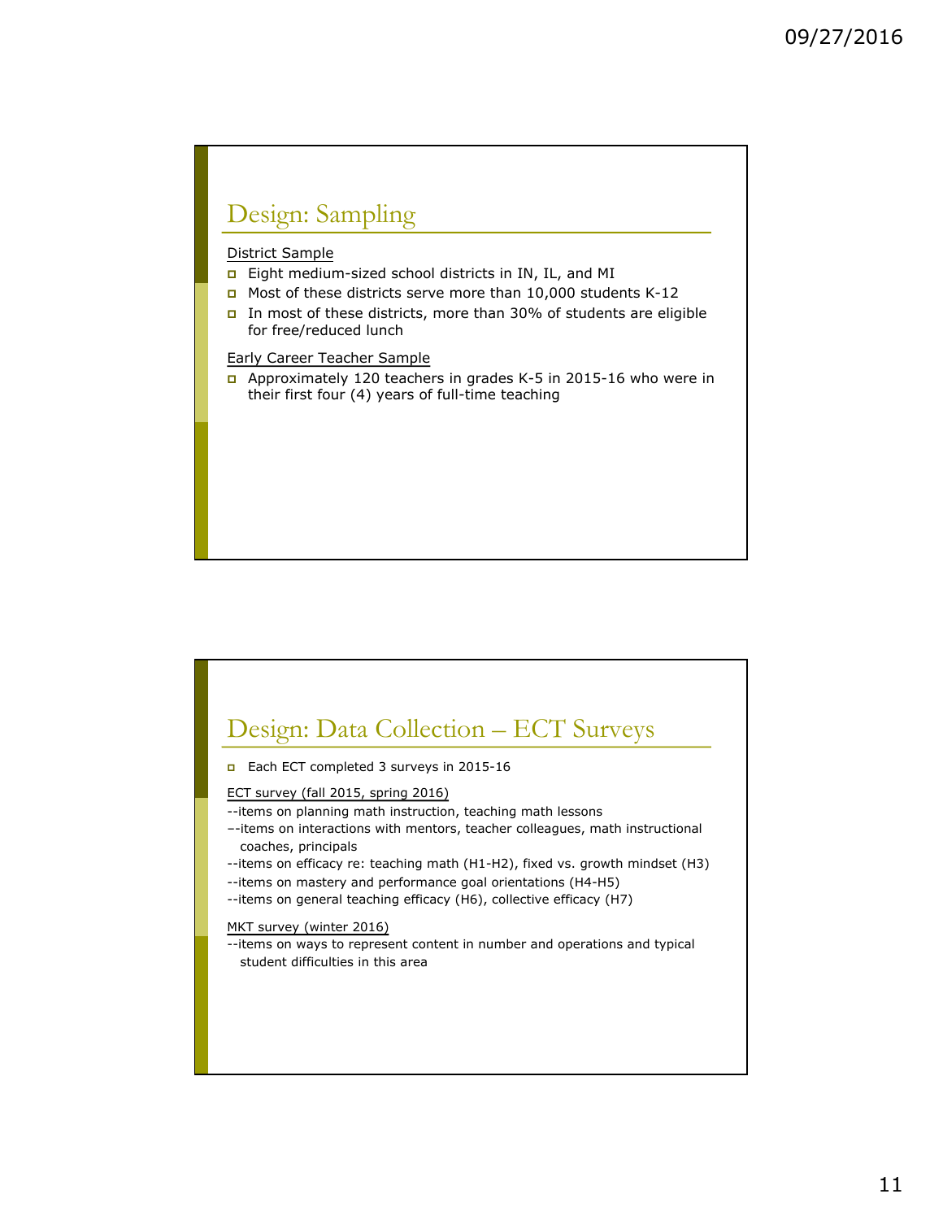## Design: Sampling

District Sample

- Eight medium-sized school districts in IN, IL, and MI
- Most of these districts serve more than 10,000 students K-12
- In most of these districts, more than 30% of students are eligible for free/reduced lunch

Early Career Teacher Sample

- Approximately 120 teachers in grades K-5 in 2015-16 who were in their first four (4) years of full-time teaching

## Design: Data Collection – ECT Surveys

- Each ECT completed 3 surveys in 2015-16

ECT survey (fall 2015, spring 2016)

--items on planning math instruction, teaching math lessons

–-items on interactions with mentors, teacher colleagues, math instructional coaches, principals

--items on efficacy re: teaching math (H1-H2), fixed vs. growth mindset (H3)

--items on mastery and performance goal orientations (H4-H5)

--items on general teaching efficacy (H6), collective efficacy (H7)

MKT survey (winter 2016)

--items on ways to represent content in number and operations and typical student difficulties in this area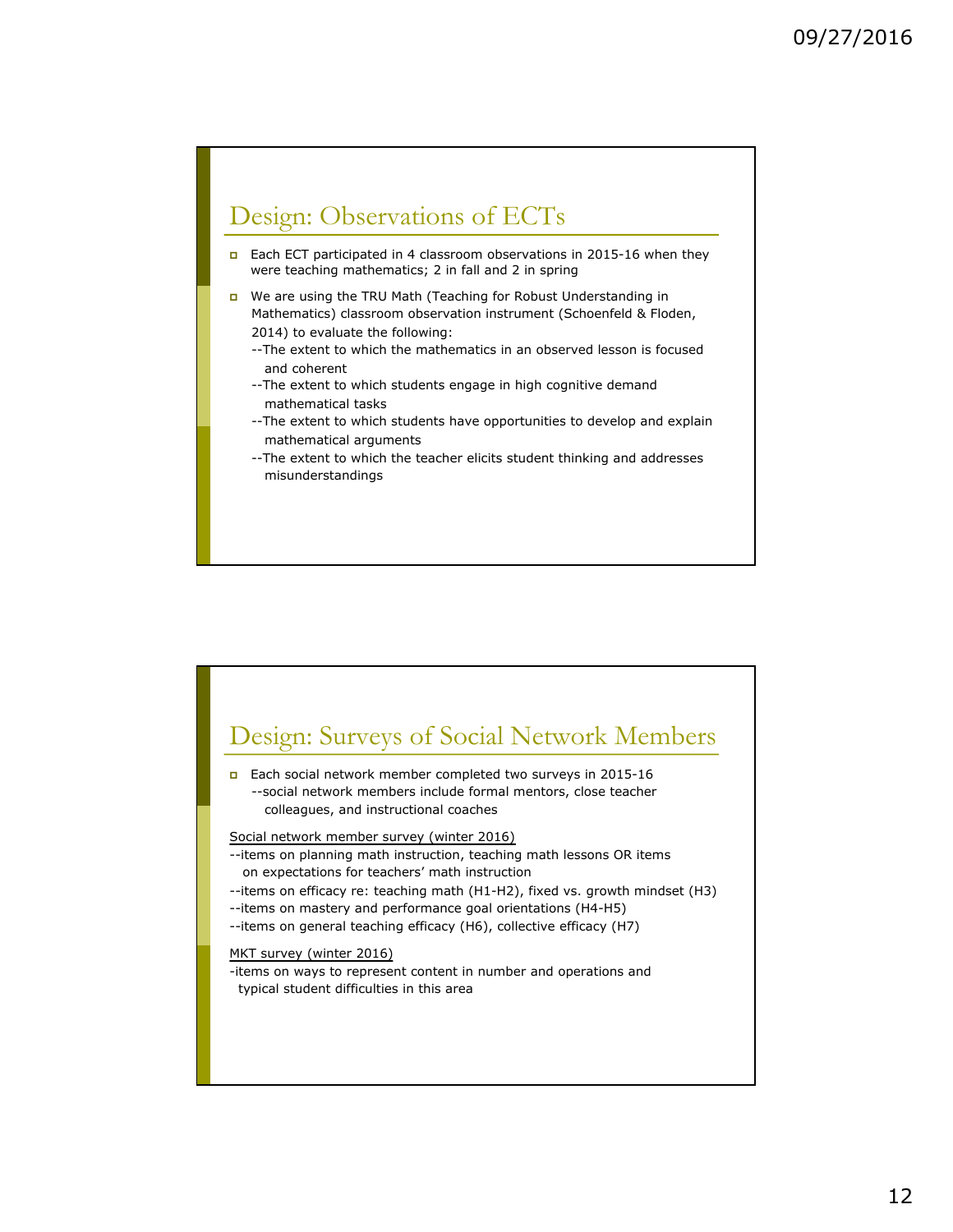## Design: Observations of ECTs

- Each ECT participated in 4 classroom observations in 2015-16 when they were teaching mathematics; 2 in fall and 2 in spring
- We are using the TRU Math (Teaching for Robust Understanding in Mathematics) classroom observation instrument (Schoenfeld & Floden, 2014) to evaluate the following:
  - --The extent to which the mathematics in an observed lesson is focused and coherent
  - --The extent to which students engage in high cognitive demand mathematical tasks
  - --The extent to which students have opportunities to develop and explain mathematical arguments
  - --The extent to which the teacher elicits student thinking and addresses misunderstandings

## Design: Surveys of Social Network Members

- Each social network member completed two surveys in 2015-16
  - --social network members include formal mentors, close teacher colleagues, and instructional coaches

Social network member survey (winter 2016)

--items on planning math instruction, teaching math lessons OR items on expectations for teachers' math instruction

--items on efficacy re: teaching math (H1-H2), fixed vs. growth mindset (H3)

--items on mastery and performance goal orientations (H4-H5)

--items on general teaching efficacy (H6), collective efficacy (H7)

MKT survey (winter 2016)

-items on ways to represent content in number and operations and typical student difficulties in this area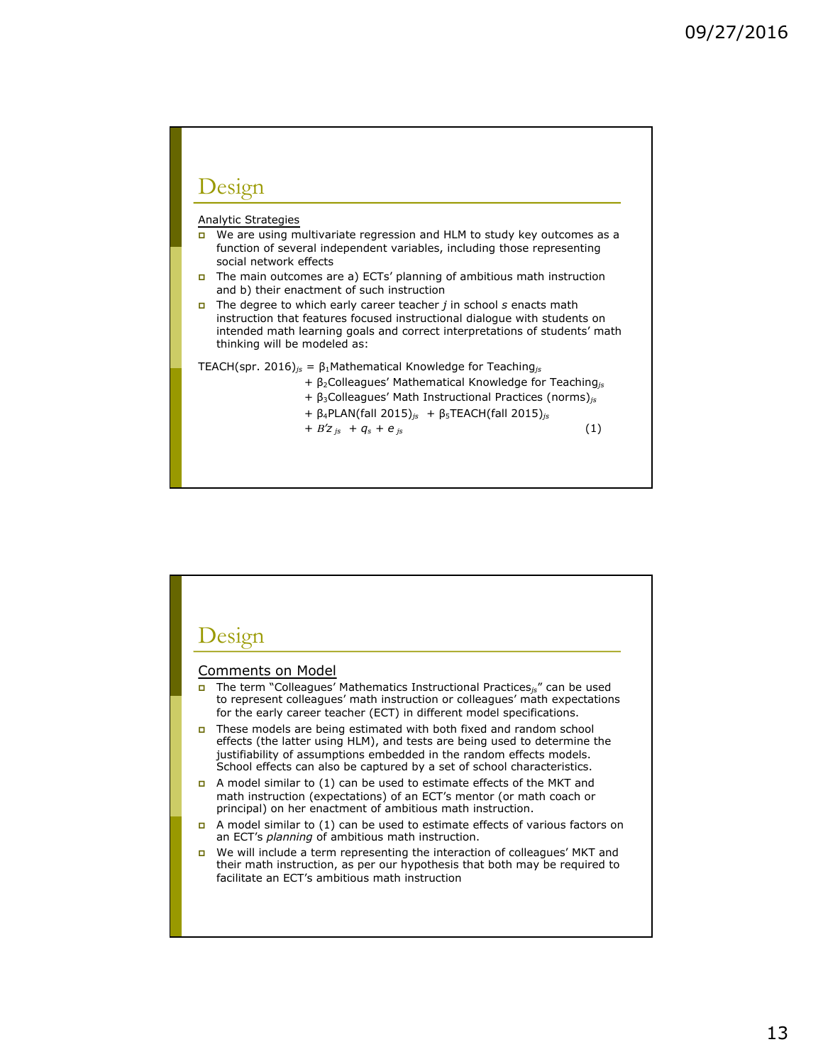## Design

<u>Analytic Strategies</u>

- We are using multivariate regression and HLM to study key outcomes as a function of several independent variables, including those representing social network effects
- The main outcomes are a) ECTs' planning of ambitious math instruction and b) their enactment of such instruction
- The degree to which early career teacher *j* in school *s* enacts math instruction that features focused instructional dialogue with students on intended math learning goals and correct interpretations of students' math thinking will be modeled as:

$$\begin{aligned}\text{TEACH(spr. 2016)}_{js} = {} & \beta_1\text{Mathematical Knowledge for Teaching}_{js} \\ & + \beta_2\text{Colleagues' Mathematical Knowledge for Teaching}_{js} \\ & + \beta_3\text{Colleagues' Math Instructional Practices (norms)}_{js} \\ & + \beta_4\text{PLAN(fall 2015)}_{js} + \beta_5\text{TEACH(fall 2015)}_{js} \\ & + B'z_{js} + q_s + e_{js} \qquad (1)\end{aligned}$$

## Design

<u>Comments on Model</u>

- The term "Colleagues' Mathematics Instructional Practices$_{js}$" can be used to represent colleagues' math instruction or colleagues' math expectations for the early career teacher (ECT) in different model specifications.
- These models are being estimated with both fixed and random school effects (the latter using HLM), and tests are being used to determine the justifiability of assumptions embedded in the random effects models. School effects can also be captured by a set of school characteristics.
- A model similar to (1) can be used to estimate effects of the MKT and math instruction (expectations) of an ECT's mentor (or math coach or principal) on her enactment of ambitious math instruction.
- A model similar to (1) can be used to estimate effects of various factors on an ECT's *planning* of ambitious math instruction.
- We will include a term representing the interaction of colleagues' MKT and their math instruction, as per our hypothesis that both may be required to facilitate an ECT's ambitious math instruction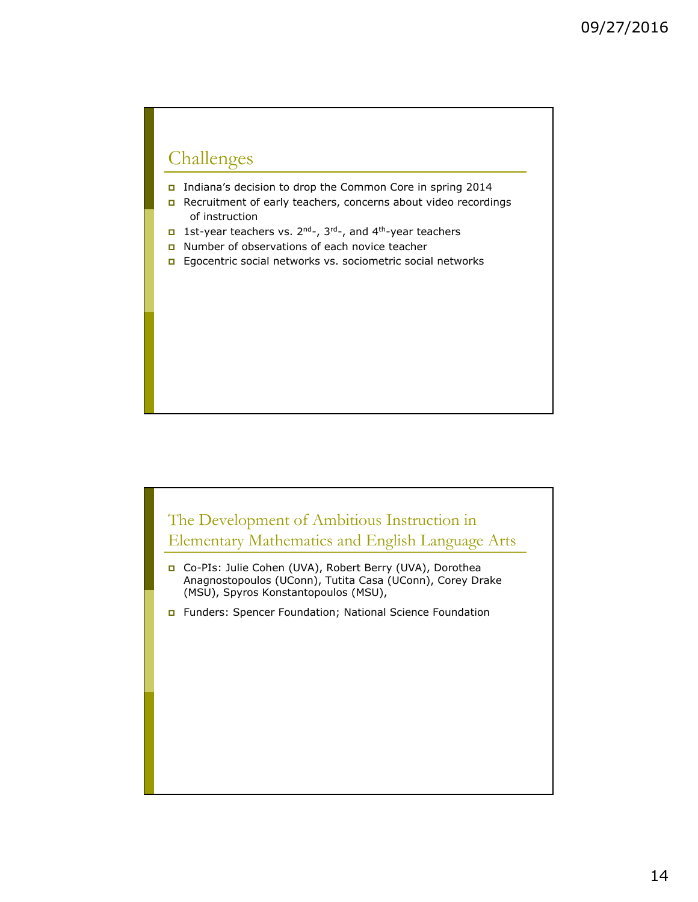## Challenges

- Indiana's decision to drop the Common Core in spring 2014
- Recruitment of early teachers, concerns about video recordings of instruction
- 1st-year teachers vs. 2nd-, 3rd-, and 4th-year teachers
- Number of observations of each novice teacher
- Egocentric social networks vs. sociometric social networks

## The Development of Ambitious Instruction in Elementary Mathematics and English Language Arts

- Co-PIs: Julie Cohen (UVA), Robert Berry (UVA), Dorothea Anagnostopoulos (UConn), Tutita Casa (UConn), Corey Drake (MSU), Spyros Konstantopoulos (MSU),
- Funders: Spencer Foundation; National Science Foundation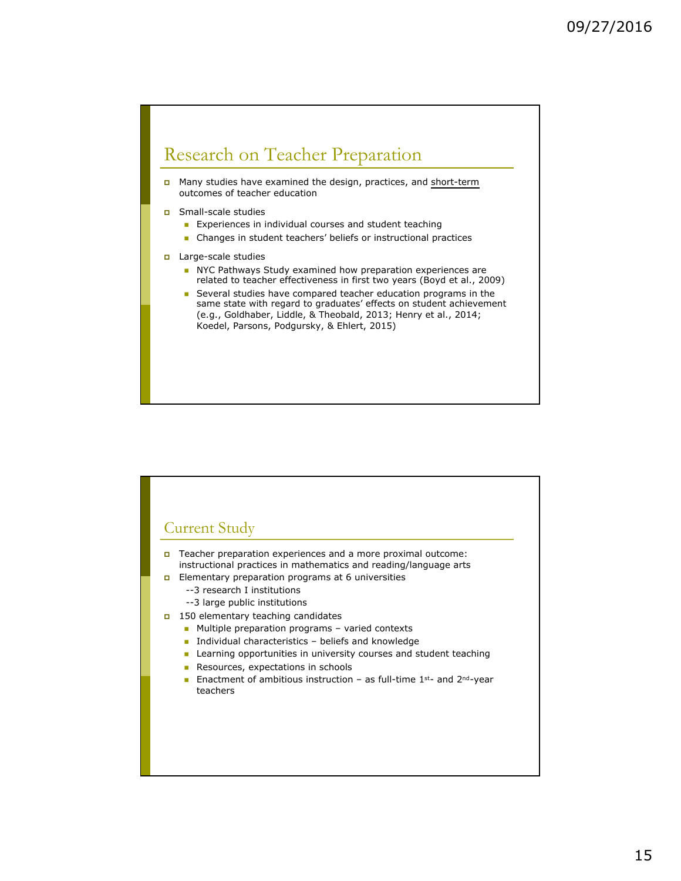## Research on Teacher Preparation

- Many studies have examined the design, practices, and short-term outcomes of teacher education
- Small-scale studies
  - Experiences in individual courses and student teaching
  - Changes in student teachers' beliefs or instructional practices
- Large-scale studies
  - NYC Pathways Study examined how preparation experiences are related to teacher effectiveness in first two years (Boyd et al., 2009)
  - Several studies have compared teacher education programs in the same state with regard to graduates' effects on student achievement (e.g., Goldhaber, Liddle, & Theobald, 2013; Henry et al., 2014; Koedel, Parsons, Podgursky, & Ehlert, 2015)

## Current Study

- Teacher preparation experiences and a more proximal outcome: instructional practices in mathematics and reading/language arts
- Elementary preparation programs at 6 universities
  --3 research I institutions
  --3 large public institutions
- 150 elementary teaching candidates
  - Multiple preparation programs – varied contexts
  - Individual characteristics – beliefs and knowledge
  - Learning opportunities in university courses and student teaching
  - Resources, expectations in schools
  - Enactment of ambitious instruction – as full-time 1st- and 2nd-year teachers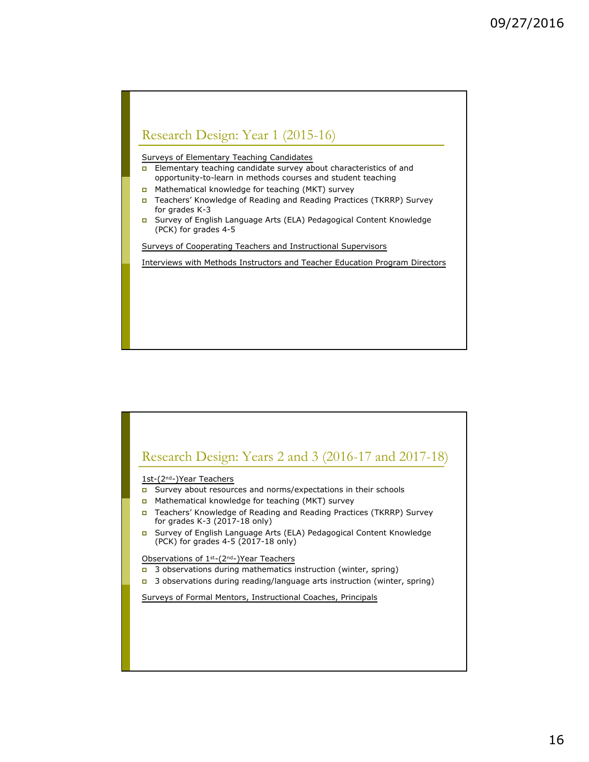## Research Design: Year 1 (2015-16)

Surveys of Elementary Teaching Candidates

- Elementary teaching candidate survey about characteristics of and opportunity-to-learn in methods courses and student teaching
- Mathematical knowledge for teaching (MKT) survey
- Teachers' Knowledge of Reading and Reading Practices (TKRRP) Survey for grades K-3
- Survey of English Language Arts (ELA) Pedagogical Content Knowledge (PCK) for grades 4-5

Surveys of Cooperating Teachers and Instructional Supervisors

Interviews with Methods Instructors and Teacher Education Program Directors

## Research Design: Years 2 and 3 (2016-17 and 2017-18)

1st-(2nd-)Year Teachers

- Survey about resources and norms/expectations in their schools
- Mathematical knowledge for teaching (MKT) survey
- Teachers' Knowledge of Reading and Reading Practices (TKRRP) Survey for grades K-3 (2017-18 only)
- Survey of English Language Arts (ELA) Pedagogical Content Knowledge (PCK) for grades 4-5 (2017-18 only)

Observations of 1st-(2nd-)Year Teachers

- 3 observations during mathematics instruction (winter, spring)
- 3 observations during reading/language arts instruction (winter, spring)

Surveys of Formal Mentors, Instructional Coaches, Principals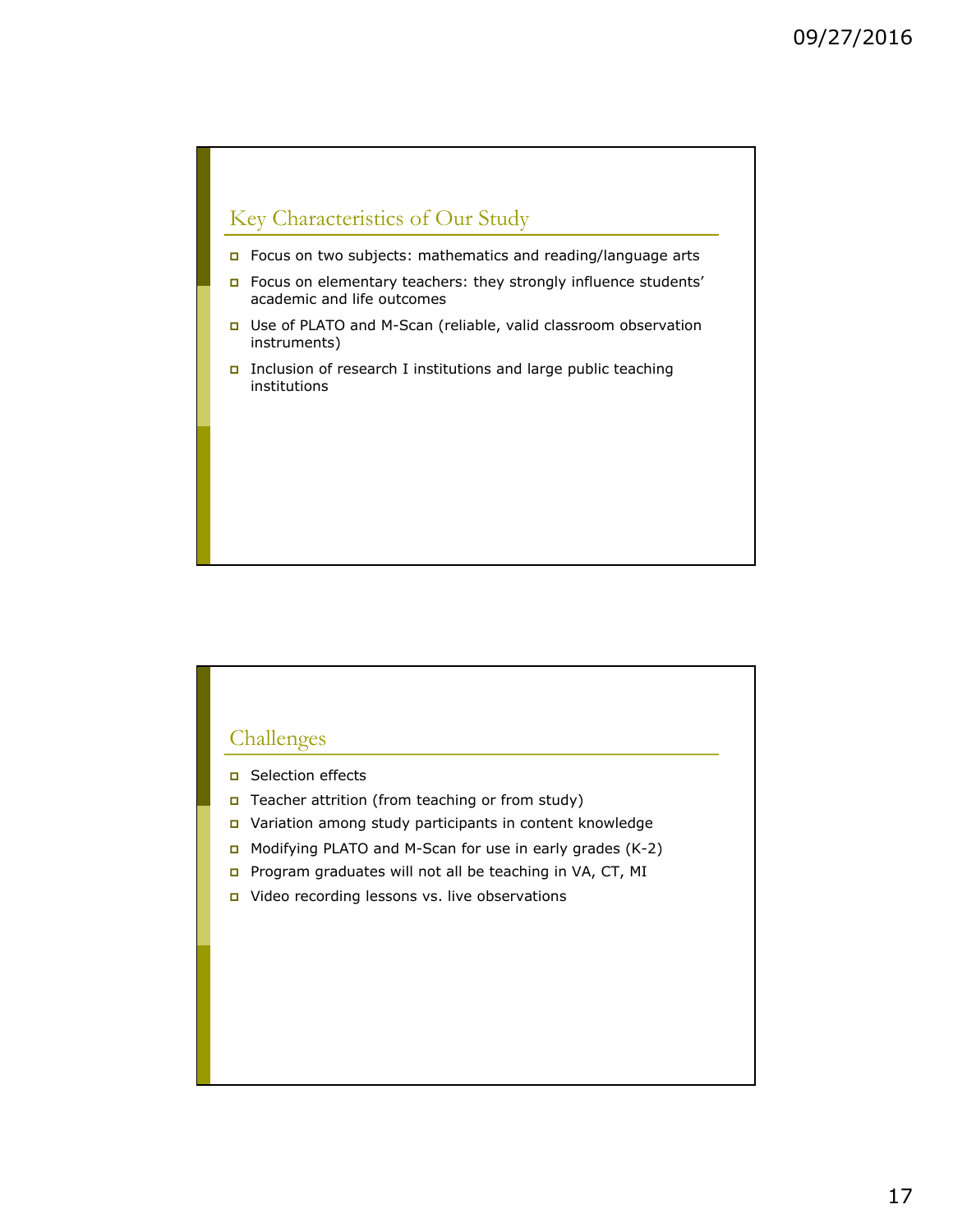## Key Characteristics of Our Study

- Focus on two subjects: mathematics and reading/language arts
- Focus on elementary teachers: they strongly influence students' academic and life outcomes
- Use of PLATO and M-Scan (reliable, valid classroom observation instruments)
- Inclusion of research I institutions and large public teaching institutions

## Challenges

- Selection effects
- Teacher attrition (from teaching or from study)
- Variation among study participants in content knowledge
- Modifying PLATO and M-Scan for use in early grades (K-2)
- Program graduates will not all be teaching in VA, CT, MI
- Video recording lessons vs. live observations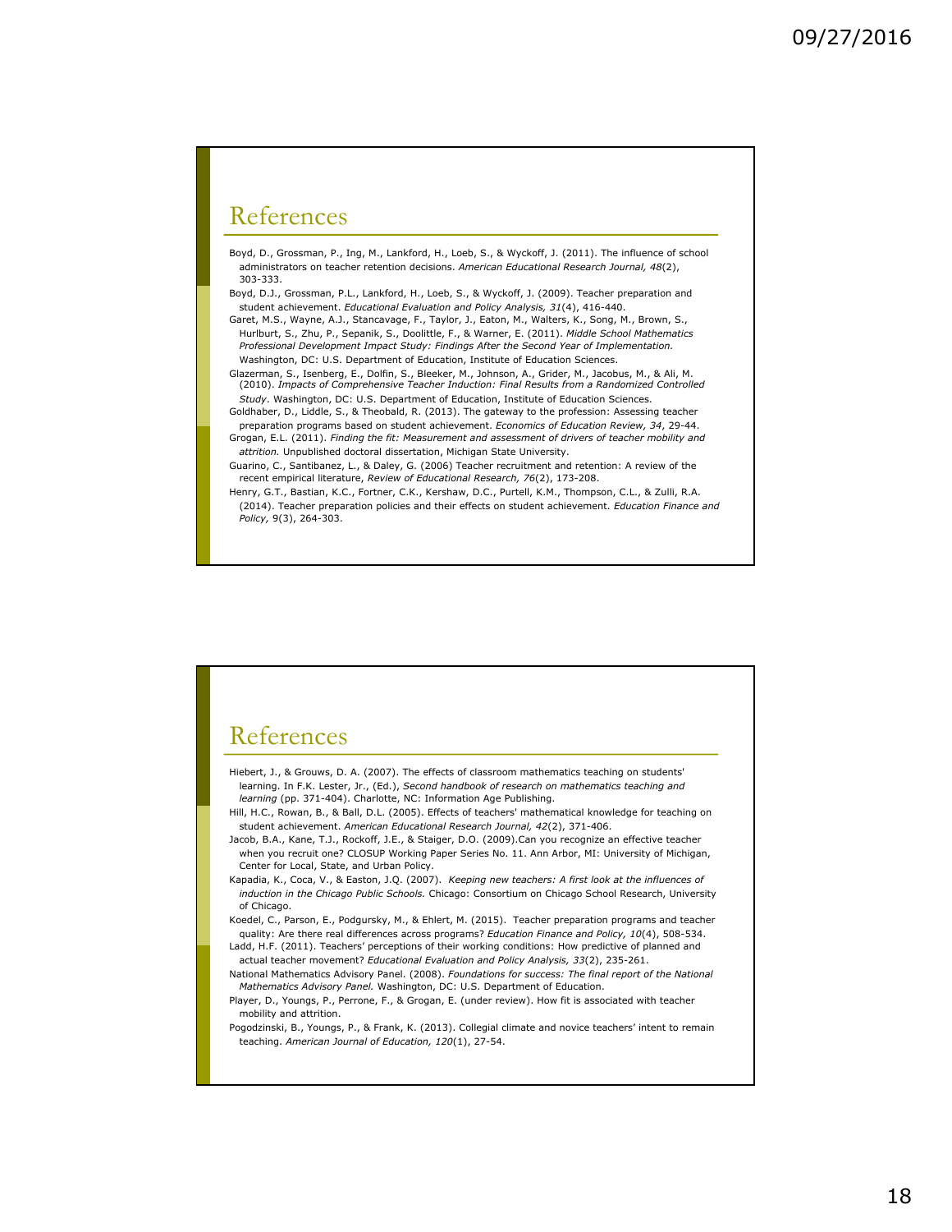## References

Boyd, D., Grossman, P., Ing, M., Lankford, H., Loeb, S., & Wyckoff, J. (2011). The influence of school administrators on teacher retention decisions. *American Educational Research Journal, 48*(2), 303-333.

Boyd, D.J., Grossman, P.L., Lankford, H., Loeb, S., & Wyckoff, J. (2009). Teacher preparation and student achievement. *Educational Evaluation and Policy Analysis, 31*(4), 416-440.

Garet, M.S., Wayne, A.J., Stancavage, F., Taylor, J., Eaton, M., Walters, K., Song, M., Brown, S., Hurlburt, S., Zhu, P., Sepanik, S., Doolittle, F., & Warner, E. (2011). *Middle School Mathematics Professional Development Impact Study: Findings After the Second Year of Implementation.* Washington, DC: U.S. Department of Education, Institute of Education Sciences.

Glazerman, S., Isenberg, E., Dolfin, S., Bleeker, M., Johnson, A., Grider, M., Jacobus, M., & Ali, M. (2010). *Impacts of Comprehensive Teacher Induction: Final Results from a Randomized Controlled Study*. Washington, DC: U.S. Department of Education, Institute of Education Sciences.

Goldhaber, D., Liddle, S., & Theobald, R. (2013). The gateway to the profession: Assessing teacher preparation programs based on student achievement. *Economics of Education Review, 34*, 29-44.

Grogan, E.L. (2011). *Finding the fit: Measurement and assessment of drivers of teacher mobility and attrition.* Unpublished doctoral dissertation, Michigan State University.

Guarino, C., Santibanez, L., & Daley, G. (2006) Teacher recruitment and retention: A review of the recent empirical literature, *Review of Educational Research, 76*(2), 173-208.

Henry, G.T., Bastian, K.C., Fortner, C.K., Kershaw, D.C., Purtell, K.M., Thompson, C.L., & Zulli, R.A. (2014). Teacher preparation policies and their effects on student achievement. *Education Finance and Policy,* 9(3), 264-303.

## References

Hiebert, J., & Grouws, D. A. (2007). The effects of classroom mathematics teaching on students' learning. In F.K. Lester, Jr., (Ed.), *Second handbook of research on mathematics teaching and learning* (pp. 371-404). Charlotte, NC: Information Age Publishing.

Hill, H.C., Rowan, B., & Ball, D.L. (2005). Effects of teachers' mathematical knowledge for teaching on student achievement. *American Educational Research Journal, 42*(2), 371-406.

Jacob, B.A., Kane, T.J., Rockoff, J.E., & Staiger, D.O. (2009).Can you recognize an effective teacher when you recruit one? CLOSUP Working Paper Series No. 11. Ann Arbor, MI: University of Michigan, Center for Local, State, and Urban Policy.

Kapadia, K., Coca, V., & Easton, J.Q. (2007). *Keeping new teachers: A first look at the influences of induction in the Chicago Public Schools.* Chicago: Consortium on Chicago School Research, University of Chicago.

Koedel, C., Parson, E., Podgursky, M., & Ehlert, M. (2015). Teacher preparation programs and teacher quality: Are there real differences across programs? *Education Finance and Policy, 10*(4), 508-534.

Ladd, H.F. (2011). Teachers' perceptions of their working conditions: How predictive of planned and actual teacher movement? *Educational Evaluation and Policy Analysis, 33*(2), 235-261.

National Mathematics Advisory Panel. (2008). *Foundations for success: The final report of the National Mathematics Advisory Panel.* Washington, DC: U.S. Department of Education.

Player, D., Youngs, P., Perrone, F., & Grogan, E. (under review). How fit is associated with teacher mobility and attrition.

Pogodzinski, B., Youngs, P., & Frank, K. (2013). Collegial climate and novice teachers' intent to remain teaching. *American Journal of Education, 120*(1), 27-54.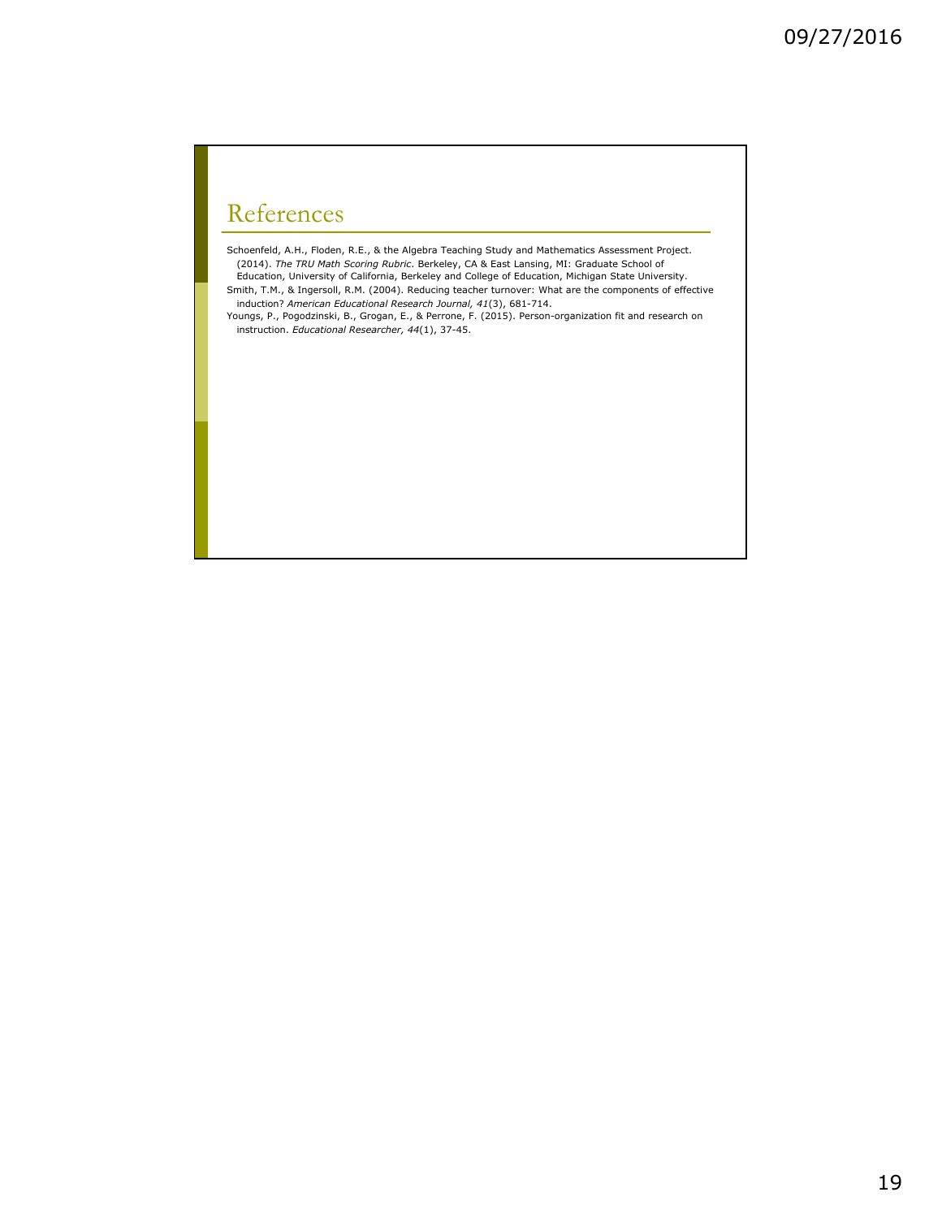# References

Schoenfeld, A.H., Floden, R.E., & the Algebra Teaching Study and Mathematics Assessment Project. (2014). *The TRU Math Scoring Rubric*. Berkeley, CA & East Lansing, MI: Graduate School of Education, University of California, Berkeley and College of Education, Michigan State University.

Smith, T.M., & Ingersoll, R.M. (2004). Reducing teacher turnover: What are the components of effective induction? *American Educational Research Journal, 41*(3), 681-714.

Youngs, P., Pogodzinski, B., Grogan, E., & Perrone, F. (2015). Person-organization fit and research on instruction. *Educational Researcher, 44*(1), 37-45.